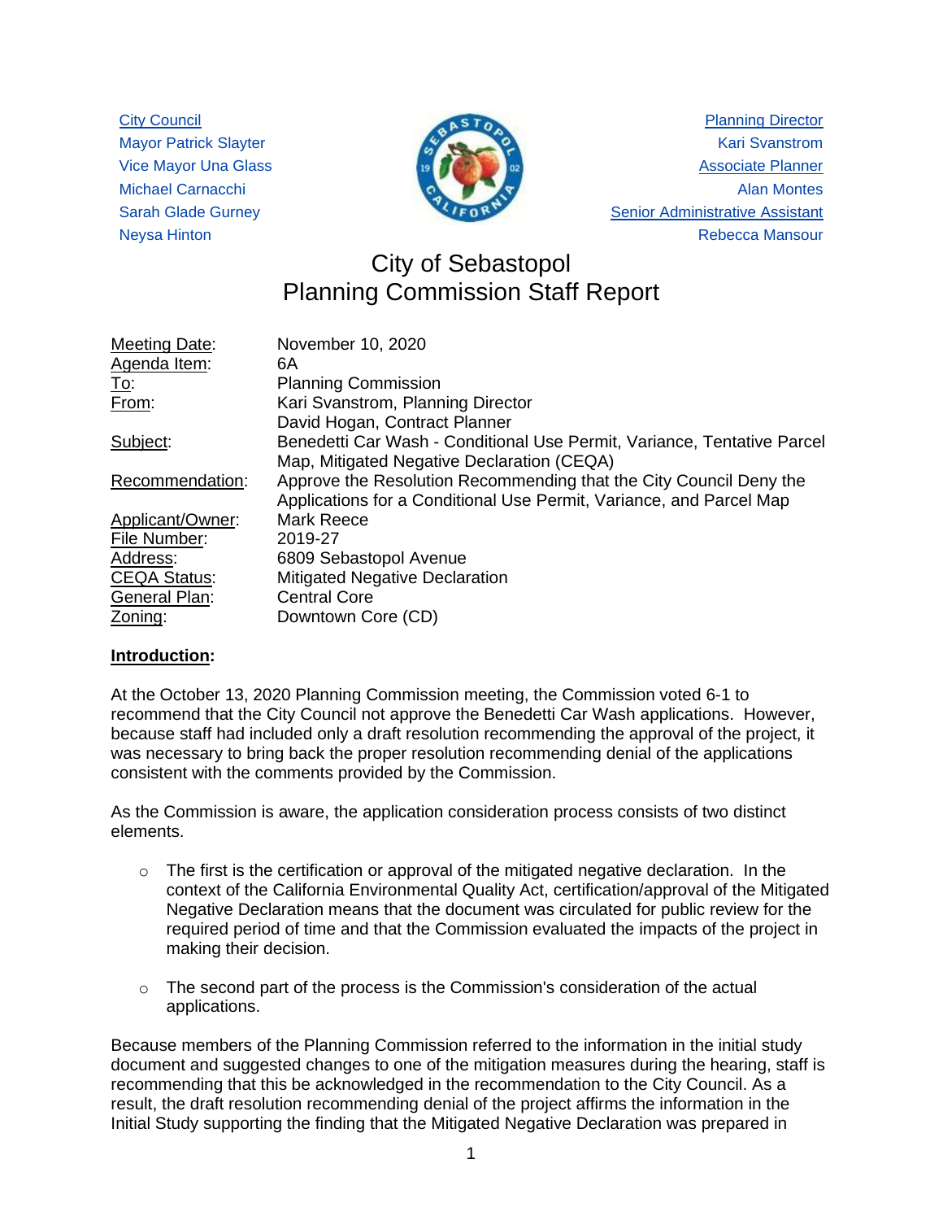City Council
Mayor Patrick Slayter
Vice Mayor Una Glass
Michael Carnacchi
Sarah Glade Gurney
Neysa Hinton

Planning Director
Kari Svanstrom
Associate Planner
Alan Montes
Senior Administrative Assistant
Rebecca Mansour

# City of Sebastopol
# Planning Commission Staff Report

| | |
|---|---|
| Meeting Date: | November 10, 2020 |
| Agenda Item: | 6A |
| To: | Planning Commission |
| From: | Kari Svanstrom, Planning Director<br>David Hogan, Contract Planner |
| Subject: | Benedetti Car Wash - Conditional Use Permit, Variance, Tentative Parcel Map, Mitigated Negative Declaration (CEQA) |
| Recommendation: | Approve the Resolution Recommending that the City Council Deny the Applications for a Conditional Use Permit, Variance, and Parcel Map |
| Applicant/Owner: | Mark Reece |
| File Number: | 2019-27 |
| Address: | 6809 Sebastopol Avenue |
| CEQA Status: | Mitigated Negative Declaration |
| General Plan: | Central Core |
| Zoning: | Downtown Core (CD) |

**Introduction:**

At the October 13, 2020 Planning Commission meeting, the Commission voted 6-1 to recommend that the City Council not approve the Benedetti Car Wash applications. However, because staff had included only a draft resolution recommending the approval of the project, it was necessary to bring back the proper resolution recommending denial of the applications consistent with the comments provided by the Commission.

As the Commission is aware, the application consideration process consists of two distinct elements.

- The first is the certification or approval of the mitigated negative declaration. In the context of the California Environmental Quality Act, certification/approval of the Mitigated Negative Declaration means that the document was circulated for public review for the required period of time and that the Commission evaluated the impacts of the project in making their decision.

- The second part of the process is the Commission's consideration of the actual applications.

Because members of the Planning Commission referred to the information in the initial study document and suggested changes to one of the mitigation measures during the hearing, staff is recommending that this be acknowledged in the recommendation to the City Council. As a result, the draft resolution recommending denial of the project affirms the information in the Initial Study supporting the finding that the Mitigated Negative Declaration was prepared in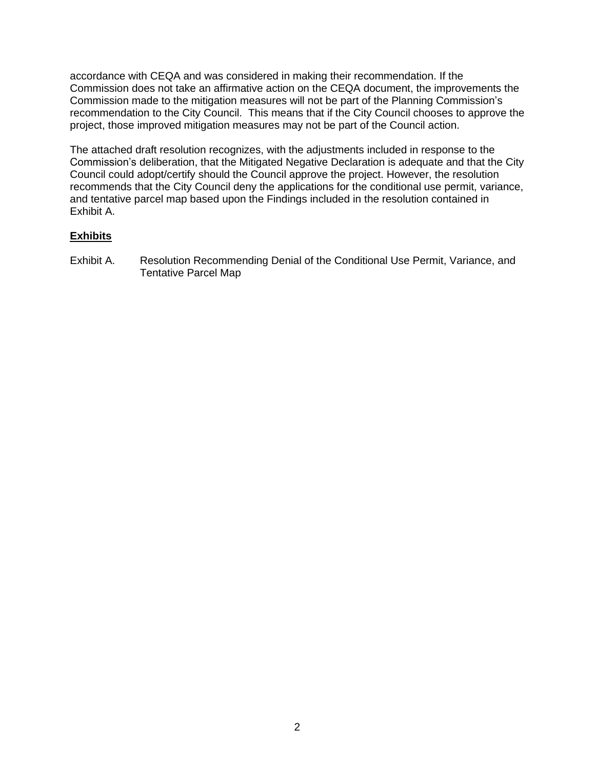accordance with CEQA and was considered in making their recommendation. If the Commission does not take an affirmative action on the CEQA document, the improvements the Commission made to the mitigation measures will not be part of the Planning Commission's recommendation to the City Council. This means that if the City Council chooses to approve the project, those improved mitigation measures may not be part of the Council action.

The attached draft resolution recognizes, with the adjustments included in response to the Commission's deliberation, that the Mitigated Negative Declaration is adequate and that the City Council could adopt/certify should the Council approve the project. However, the resolution recommends that the City Council deny the applications for the conditional use permit, variance, and tentative parcel map based upon the Findings included in the resolution contained in Exhibit A.

**Exhibits**

Exhibit A. Resolution Recommending Denial of the Conditional Use Permit, Variance, and Tentative Parcel Map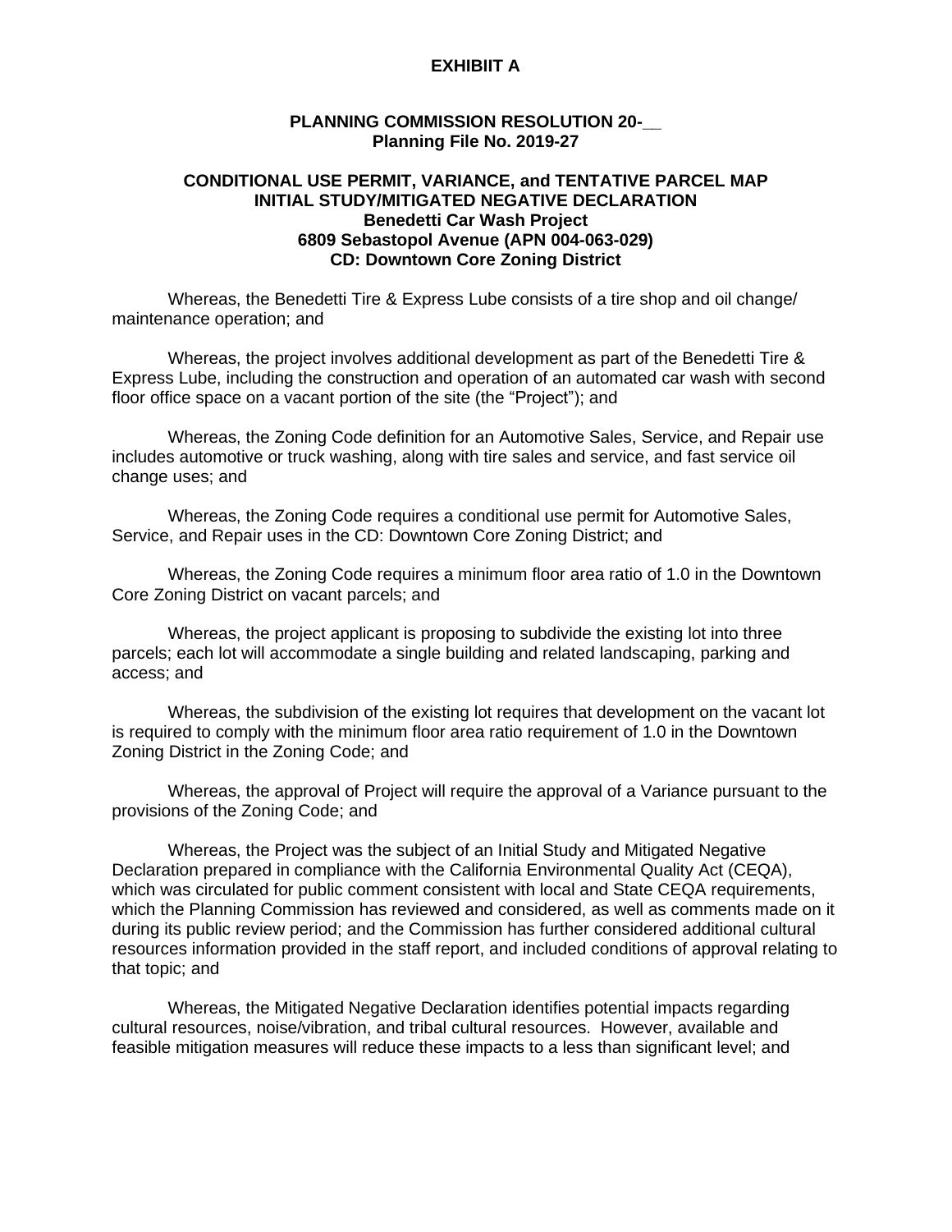**EXHIBIIT A**

**PLANNING COMMISSION RESOLUTION 20-__**
**Planning File No. 2019-27**

**CONDITIONAL USE PERMIT, VARIANCE, and TENTATIVE PARCEL MAP**
**INITIAL STUDY/MITIGATED NEGATIVE DECLARATION**
**Benedetti Car Wash Project**
**6809 Sebastopol Avenue (APN 004-063-029)**
**CD: Downtown Core Zoning District**

Whereas, the Benedetti Tire & Express Lube consists of a tire shop and oil change/ maintenance operation; and

Whereas, the project involves additional development as part of the Benedetti Tire & Express Lube, including the construction and operation of an automated car wash with second floor office space on a vacant portion of the site (the "Project"); and

Whereas, the Zoning Code definition for an Automotive Sales, Service, and Repair use includes automotive or truck washing, along with tire sales and service, and fast service oil change uses; and

Whereas, the Zoning Code requires a conditional use permit for Automotive Sales, Service, and Repair uses in the CD: Downtown Core Zoning District; and

Whereas, the Zoning Code requires a minimum floor area ratio of 1.0 in the Downtown Core Zoning District on vacant parcels; and

Whereas, the project applicant is proposing to subdivide the existing lot into three parcels; each lot will accommodate a single building and related landscaping, parking and access; and

Whereas, the subdivision of the existing lot requires that development on the vacant lot is required to comply with the minimum floor area ratio requirement of 1.0 in the Downtown Zoning District in the Zoning Code; and

Whereas, the approval of Project will require the approval of a Variance pursuant to the provisions of the Zoning Code; and

Whereas, the Project was the subject of an Initial Study and Mitigated Negative Declaration prepared in compliance with the California Environmental Quality Act (CEQA), which was circulated for public comment consistent with local and State CEQA requirements, which the Planning Commission has reviewed and considered, as well as comments made on it during its public review period; and the Commission has further considered additional cultural resources information provided in the staff report, and included conditions of approval relating to that topic; and

Whereas, the Mitigated Negative Declaration identifies potential impacts regarding cultural resources, noise/vibration, and tribal cultural resources. However, available and feasible mitigation measures will reduce these impacts to a less than significant level; and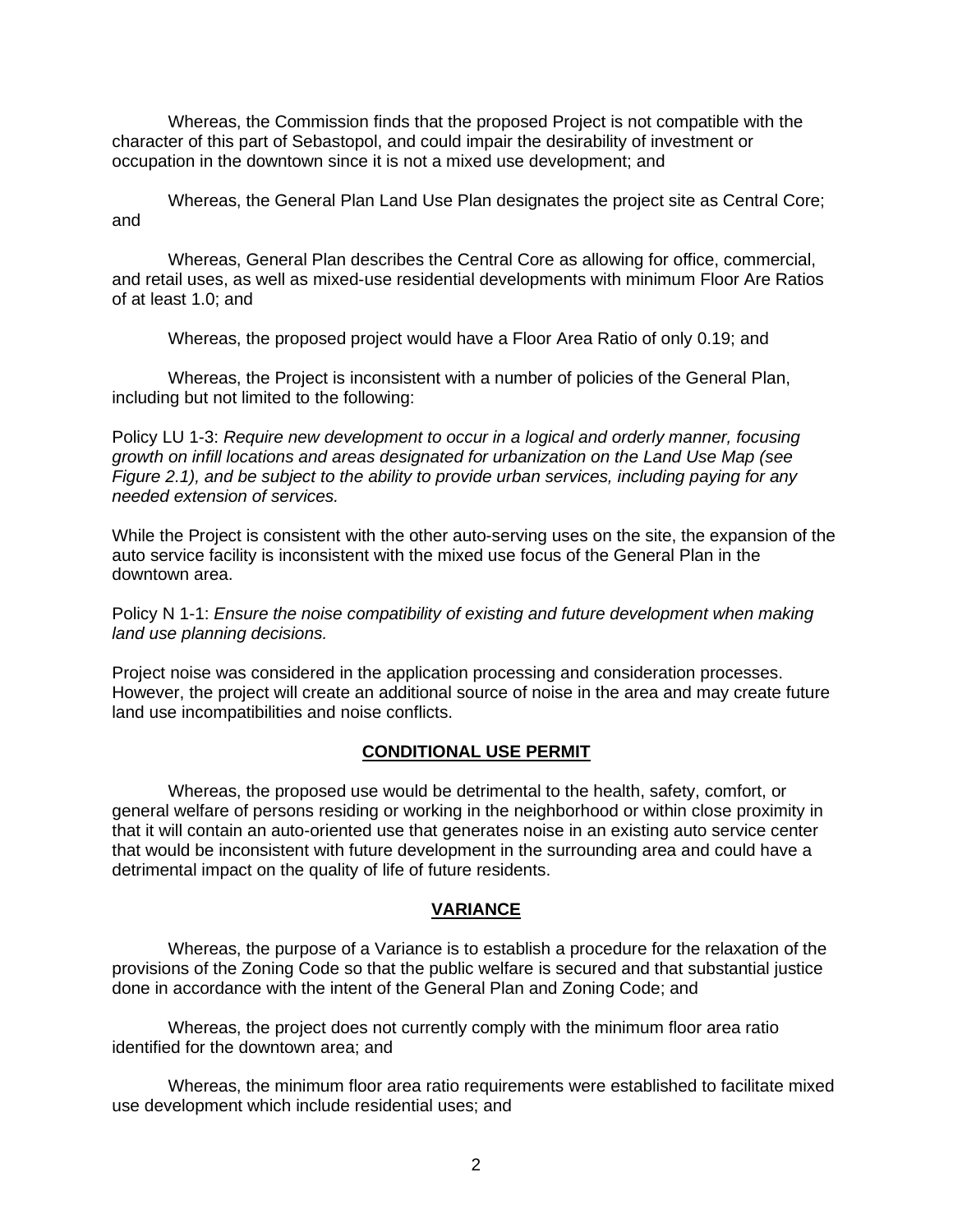Whereas, the Commission finds that the proposed Project is not compatible with the character of this part of Sebastopol, and could impair the desirability of investment or occupation in the downtown since it is not a mixed use development; and

Whereas, the General Plan Land Use Plan designates the project site as Central Core; and

Whereas, General Plan describes the Central Core as allowing for office, commercial, and retail uses, as well as mixed-use residential developments with minimum Floor Are Ratios of at least 1.0; and

Whereas, the proposed project would have a Floor Area Ratio of only 0.19; and

Whereas, the Project is inconsistent with a number of policies of the General Plan, including but not limited to the following:

Policy LU 1-3: *Require new development to occur in a logical and orderly manner, focusing growth on infill locations and areas designated for urbanization on the Land Use Map (see Figure 2.1), and be subject to the ability to provide urban services, including paying for any needed extension of services.*

While the Project is consistent with the other auto-serving uses on the site, the expansion of the auto service facility is inconsistent with the mixed use focus of the General Plan in the downtown area.

Policy N 1-1: *Ensure the noise compatibility of existing and future development when making land use planning decisions.*

Project noise was considered in the application processing and consideration processes. However, the project will create an additional source of noise in the area and may create future land use incompatibilities and noise conflicts.

## CONDITIONAL USE PERMIT

Whereas, the proposed use would be detrimental to the health, safety, comfort, or general welfare of persons residing or working in the neighborhood or within close proximity in that it will contain an auto-oriented use that generates noise in an existing auto service center that would be inconsistent with future development in the surrounding area and could have a detrimental impact on the quality of life of future residents.

## VARIANCE

Whereas, the purpose of a Variance is to establish a procedure for the relaxation of the provisions of the Zoning Code so that the public welfare is secured and that substantial justice done in accordance with the intent of the General Plan and Zoning Code; and

Whereas, the project does not currently comply with the minimum floor area ratio identified for the downtown area; and

Whereas, the minimum floor area ratio requirements were established to facilitate mixed use development which include residential uses; and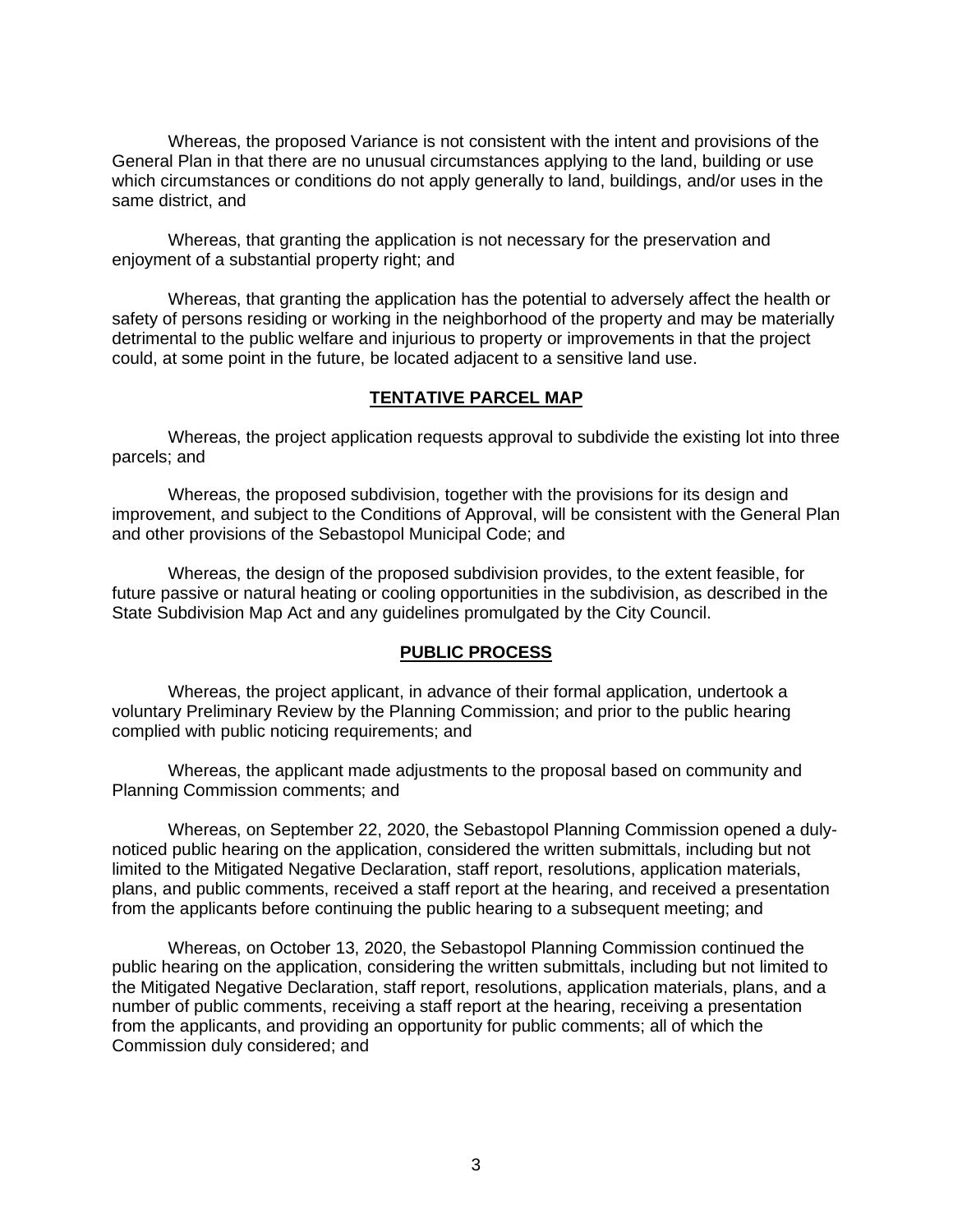Whereas, the proposed Variance is not consistent with the intent and provisions of the General Plan in that there are no unusual circumstances applying to the land, building or use which circumstances or conditions do not apply generally to land, buildings, and/or uses in the same district, and

Whereas, that granting the application is not necessary for the preservation and enjoyment of a substantial property right; and

Whereas, that granting the application has the potential to adversely affect the health or safety of persons residing or working in the neighborhood of the property and may be materially detrimental to the public welfare and injurious to property or improvements in that the project could, at some point in the future, be located adjacent to a sensitive land use.

## TENTATIVE PARCEL MAP

Whereas, the project application requests approval to subdivide the existing lot into three parcels; and

Whereas, the proposed subdivision, together with the provisions for its design and improvement, and subject to the Conditions of Approval, will be consistent with the General Plan and other provisions of the Sebastopol Municipal Code; and

Whereas, the design of the proposed subdivision provides, to the extent feasible, for future passive or natural heating or cooling opportunities in the subdivision, as described in the State Subdivision Map Act and any guidelines promulgated by the City Council.

## PUBLIC PROCESS

Whereas, the project applicant, in advance of their formal application, undertook a voluntary Preliminary Review by the Planning Commission; and prior to the public hearing complied with public noticing requirements; and

Whereas, the applicant made adjustments to the proposal based on community and Planning Commission comments; and

Whereas, on September 22, 2020, the Sebastopol Planning Commission opened a duly-noticed public hearing on the application, considered the written submittals, including but not limited to the Mitigated Negative Declaration, staff report, resolutions, application materials, plans, and public comments, received a staff report at the hearing, and received a presentation from the applicants before continuing the public hearing to a subsequent meeting; and

Whereas, on October 13, 2020, the Sebastopol Planning Commission continued the public hearing on the application, considering the written submittals, including but not limited to the Mitigated Negative Declaration, staff report, resolutions, application materials, plans, and a number of public comments, receiving a staff report at the hearing, receiving a presentation from the applicants, and providing an opportunity for public comments; all of which the Commission duly considered; and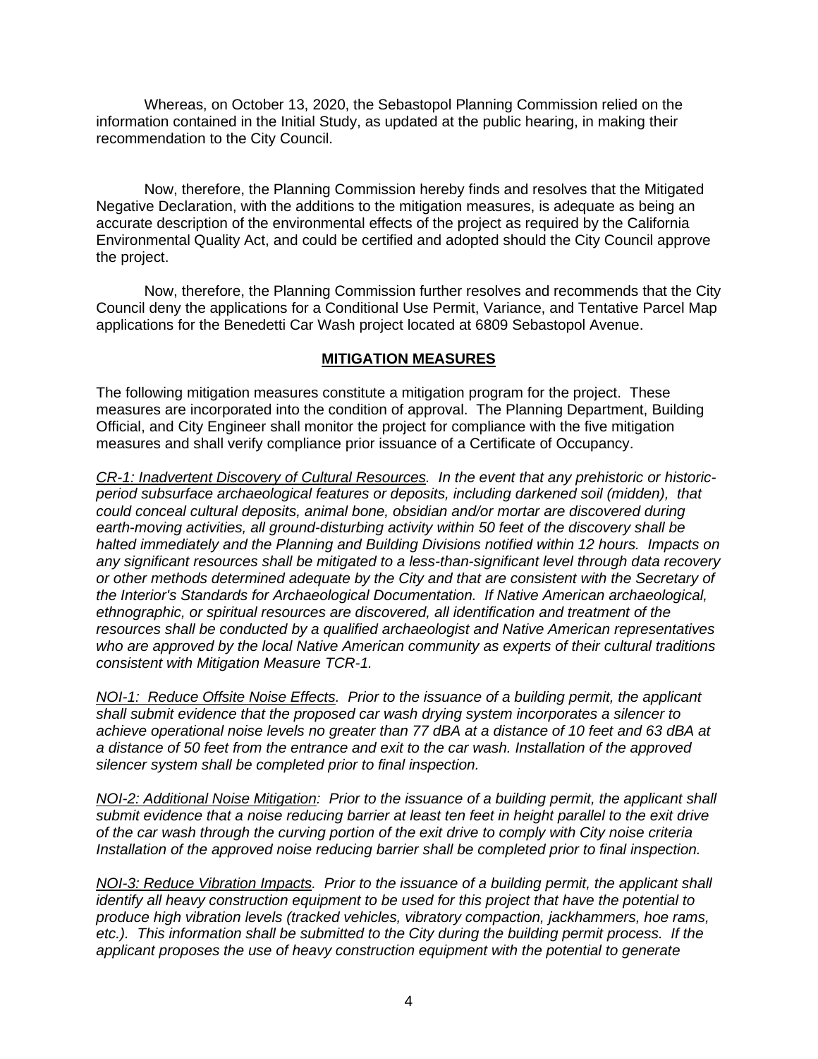Whereas, on October 13, 2020, the Sebastopol Planning Commission relied on the information contained in the Initial Study, as updated at the public hearing, in making their recommendation to the City Council.

Now, therefore, the Planning Commission hereby finds and resolves that the Mitigated Negative Declaration, with the additions to the mitigation measures, is adequate as being an accurate description of the environmental effects of the project as required by the California Environmental Quality Act, and could be certified and adopted should the City Council approve the project.

Now, therefore, the Planning Commission further resolves and recommends that the City Council deny the applications for a Conditional Use Permit, Variance, and Tentative Parcel Map applications for the Benedetti Car Wash project located at 6809 Sebastopol Avenue.

## MITIGATION MEASURES

The following mitigation measures constitute a mitigation program for the project. These measures are incorporated into the condition of approval. The Planning Department, Building Official, and City Engineer shall monitor the project for compliance with the five mitigation measures and shall verify compliance prior issuance of a Certificate of Occupancy.

*CR-1: Inadvertent Discovery of Cultural Resources. In the event that any prehistoric or historic-period subsurface archaeological features or deposits, including darkened soil (midden), that could conceal cultural deposits, animal bone, obsidian and/or mortar are discovered during earth-moving activities, all ground-disturbing activity within 50 feet of the discovery shall be halted immediately and the Planning and Building Divisions notified within 12 hours. Impacts on any significant resources shall be mitigated to a less-than-significant level through data recovery or other methods determined adequate by the City and that are consistent with the Secretary of the Interior's Standards for Archaeological Documentation. If Native American archaeological, ethnographic, or spiritual resources are discovered, all identification and treatment of the resources shall be conducted by a qualified archaeologist and Native American representatives who are approved by the local Native American community as experts of their cultural traditions consistent with Mitigation Measure TCR-1.*

*NOI-1: Reduce Offsite Noise Effects. Prior to the issuance of a building permit, the applicant shall submit evidence that the proposed car wash drying system incorporates a silencer to achieve operational noise levels no greater than 77 dBA at a distance of 10 feet and 63 dBA at a distance of 50 feet from the entrance and exit to the car wash. Installation of the approved silencer system shall be completed prior to final inspection.*

*NOI-2: Additional Noise Mitigation: Prior to the issuance of a building permit, the applicant shall submit evidence that a noise reducing barrier at least ten feet in height parallel to the exit drive of the car wash through the curving portion of the exit drive to comply with City noise criteria Installation of the approved noise reducing barrier shall be completed prior to final inspection.*

*NOI-3: Reduce Vibration Impacts. Prior to the issuance of a building permit, the applicant shall identify all heavy construction equipment to be used for this project that have the potential to produce high vibration levels (tracked vehicles, vibratory compaction, jackhammers, hoe rams, etc.). This information shall be submitted to the City during the building permit process. If the applicant proposes the use of heavy construction equipment with the potential to generate*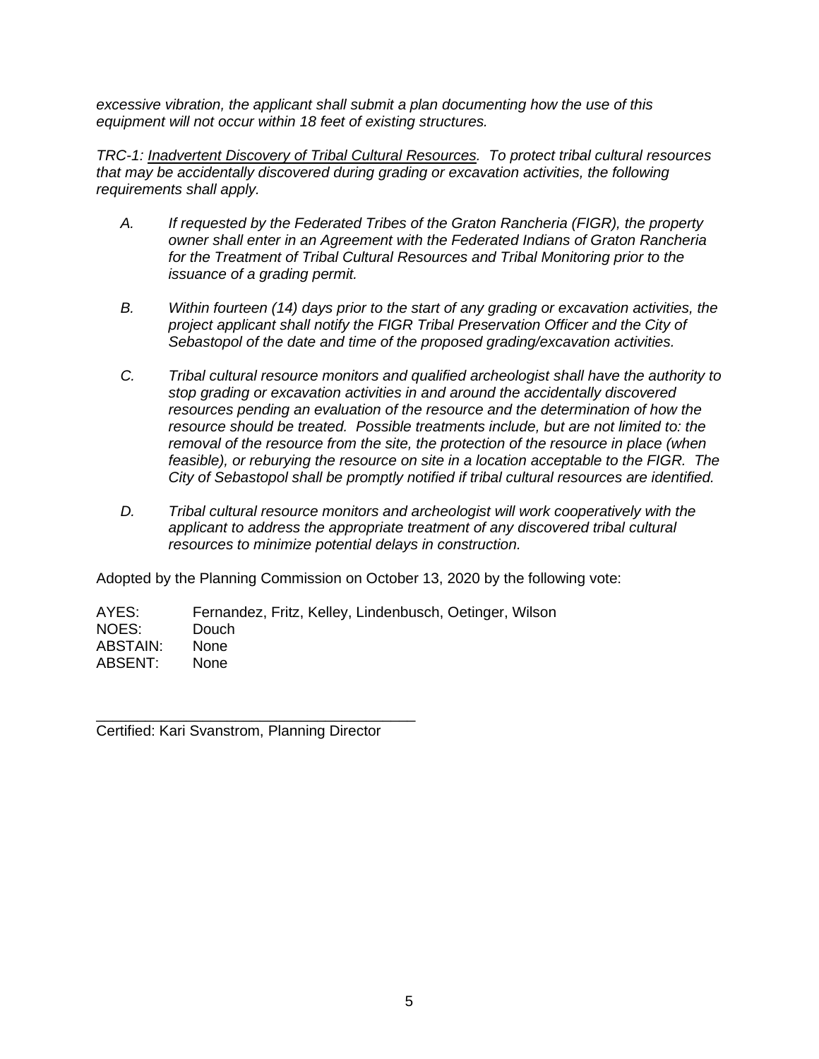*excessive vibration, the applicant shall submit a plan documenting how the use of this equipment will not occur within 18 feet of existing structures.*

*TRC-1: <u>Inadvertent Discovery of Tribal Cultural Resources</u>. To protect tribal cultural resources that may be accidentally discovered during grading or excavation activities, the following requirements shall apply.*

*A. If requested by the Federated Tribes of the Graton Rancheria (FIGR), the property owner shall enter in an Agreement with the Federated Indians of Graton Rancheria for the Treatment of Tribal Cultural Resources and Tribal Monitoring prior to the issuance of a grading permit.*

*B. Within fourteen (14) days prior to the start of any grading or excavation activities, the project applicant shall notify the FIGR Tribal Preservation Officer and the City of Sebastopol of the date and time of the proposed grading/excavation activities.*

*C. Tribal cultural resource monitors and qualified archeologist shall have the authority to stop grading or excavation activities in and around the accidentally discovered resources pending an evaluation of the resource and the determination of how the resource should be treated. Possible treatments include, but are not limited to: the removal of the resource from the site, the protection of the resource in place (when feasible), or reburying the resource on site in a location acceptable to the FIGR. The City of Sebastopol shall be promptly notified if tribal cultural resources are identified.*

*D. Tribal cultural resource monitors and archeologist will work cooperatively with the applicant to address the appropriate treatment of any discovered tribal cultural resources to minimize potential delays in construction.*

Adopted by the Planning Commission on October 13, 2020 by the following vote:

AYES: Fernandez, Fritz, Kelley, Lindenbusch, Oetinger, Wilson
NOES: Douch
ABSTAIN: None
ABSENT: None

\_\_\_\_\_\_\_\_\_\_\_\_\_\_\_\_\_\_\_\_\_\_\_\_\_\_\_\_\_\_\_\_\_\_\_\_\_\_\_\_
Certified: Kari Svanstrom, Planning Director